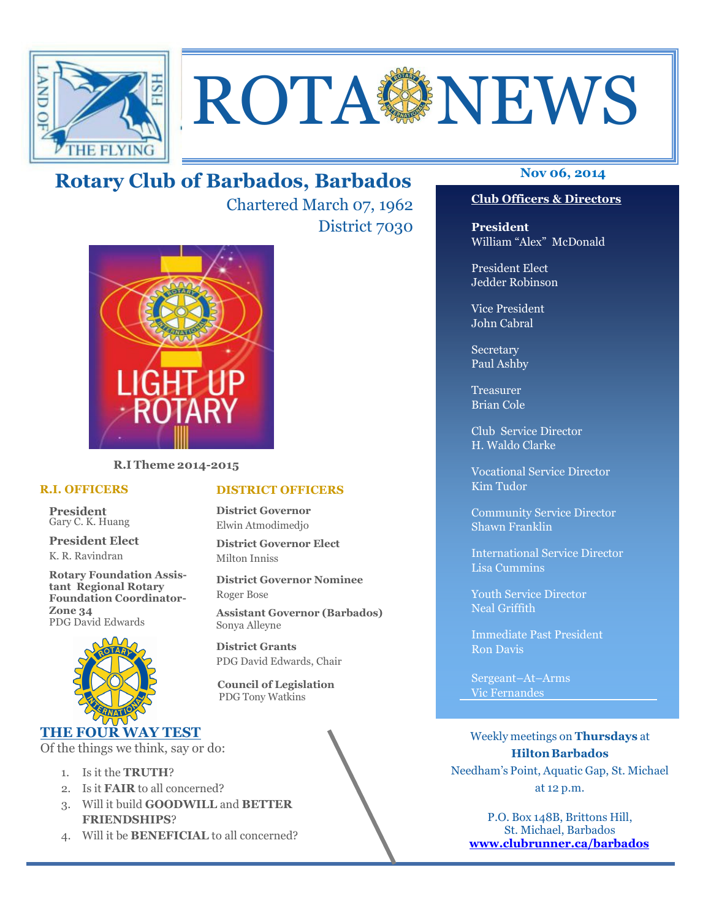# ROTA NEWS

## Rotary Club of Barbados, Barbados

Chartered March 07, 1962

District 7030

Nov 06, 2014

LIGHT UP ROTARY

**R.I Theme 2014-2015**

### R.I. OFFICERS

**President**
Gary C. K. Huang

**President Elect**
K. R. Ravindran

**Rotary Foundation Assistant Regional Rotary Foundation Coordinator-Zone 34**
PDG David Edwards

### DISTRICT OFFICERS

**District Governor**
Elwin Atmodimedjo

**District Governor Elect**
Milton Inniss

**District Governor Nominee**
Roger Bose

**Assistant Governor (Barbados)**
Sonya Alleyne

**District Grants**
PDG David Edwards, Chair

**Council of Legislation**
PDG Tony Watkins

### THE FOUR WAY TEST

Of the things we think, say or do:

1. Is it the **TRUTH**?
2. Is it **FAIR** to all concerned?
3. Will it build **GOODWILL** and **BETTER FRIENDSHIPS**?
4. Will it be **BENEFICIAL** to all concerned?

### Club Officers & Directors

**President**
William "Alex" McDonald

President Elect
Jedder Robinson

Vice President
John Cabral

Secretary
Paul Ashby

Treasurer
Brian Cole

Club Service Director
H. Waldo Clarke

Vocational Service Director
Kim Tudor

Community Service Director
Shawn Franklin

International Service Director
Lisa Cummins

Youth Service Director
Neal Griffith

Immediate Past President
Ron Davis

Sergeant–At–Arms
Vic Fernandes

Weekly meetings on **Thursdays** at **Hilton Barbados**
Needham's Point, Aquatic Gap, St. Michael
at 12 p.m.

P.O. Box 148B, Brittons Hill,
St. Michael, Barbados
**www.clubrunner.ca/barbados**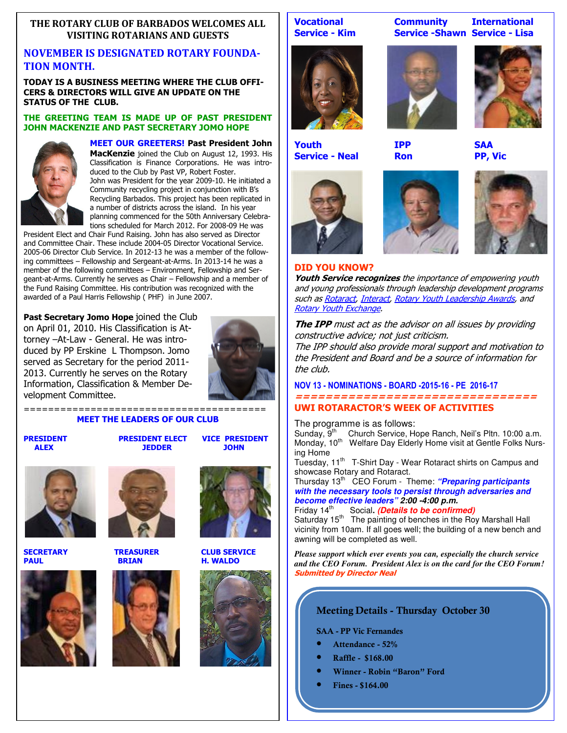## THE ROTARY CLUB OF BARBADOS WELCOMES ALL VISITING ROTARIANS AND GUESTS

## NOVEMBER IS DESIGNATED ROTARY FOUNDATION MONTH.

**TODAY IS A BUSINESS MEETING WHERE THE CLUB OFFICERS & DIRECTORS WILL GIVE AN UPDATE ON THE STATUS OF THE CLUB.**

**THE GREETING TEAM IS MADE UP OF PAST PRESIDENT JOHN MACKENZIE AND PAST SECRETARY JOMO HOPE**

**MEET OUR GREETERS!** **Past President John MacKenzie** joined the Club on August 12, 1993. His Classification is Finance Corporations. He was introduced to the Club by Past VP, Robert Foster. John was President for the year 2009-10. He initiated a Community recycling project in conjunction with B's Recycling Barbados. This project has been replicated in a number of districts across the island. In his year planning commenced for the 50th Anniversary Celebrations scheduled for March 2012. For 2008-09 He was President Elect and Chair Fund Raising. John has also served as Director and Committee Chair. These include 2004-05 Director Vocational Service. 2005-06 Director Club Service. In 2012-13 he was a member of the following committees – Fellowship and Sergeant-at-Arms. In 2013-14 he was a member of the following committees – Environment, Fellowship and Sergeant-at-Arms. Currently he serves as Chair – Fellowship and a member of the Fund Raising Committee. His contribution was recognized with the awarded of a Paul Harris Fellowship ( PHF) in June 2007.

**Past Secretary Jomo Hope** joined the Club on April 01, 2010. His Classification is Attorney –At-Law - General. He was introduced by PP Erskine L Thompson. Jomo served as Secretary for the period 2011-2013. Currently he serves on the Rotary Information, Classification & Member Development Committee.

========================================

### MEET THE LEADERS OF OUR CLUB

**PRESIDENT** ALEX

**PRESIDENT ELECT** JEDDER

**VICE PRESIDENT** JOHN

**SECRETARY** PAUL

**TREASURER** BRIAN

**CLUB SERVICE** H. WALDO

**Vocational Service** - Kim

**Community Service** -Shawn

**International Service** - Lisa

**Youth Service** - Neal

**IPP** Ron

**SAA** PP, Vic

### DID YOU KNOW?

***Youth Service recognizes*** *the importance of empowering youth and young professionals through leadership development programs such as Rotaract, Interact, Rotary Youth Leadership Awards, and Rotary Youth Exchange.*

***The IPP*** *must act as the advisor on all issues by providing constructive advice; not just criticism.*
*The IPP should also provide moral support and motivation to the President and Board and be a source of information for the club.*

**NOV 13 - NOMINATIONS - BOARD -2015-16 - PE 2016-17**

================================

### UWI ROTARACTOR'S WEEK OF ACTIVITIES

The programme is as follows:

Sunday, 9th Church Service, Hope Ranch, Neil's Pltn. 10:00 a.m.
Monday, 10th Welfare Day Elderly Home visit at Gentle Folks Nursing Home
Tuesday, 11th T-Shirt Day - Wear Rotaract shirts on Campus and showcase Rotary and Rotaract.
Thursday 13th CEO Forum - Theme: ***"Preparing participants with the necessary tools to persist through adversaries and become effective leaders"*** ***2:00 -4:00 p.m.***
Friday 14th Social**.** ***(Details to be confirmed)***
Saturday 15th The painting of benches in the Roy Marshall Hall vicinity from 10am. If all goes well; the building of a new bench and awning will be completed as well.

***Please support which ever events you can, especially the church service and the CEO Forum. President Alex is on the card for the CEO Forum!***
***Submitted by Director Neal***

### Meeting Details - Thursday October 30

**SAA - PP Vic Fernandes**

- **Attendance - 52%**
- **Raffle - $168.00**
- **Winner - Robin "Baron" Ford**
- **Fines - $164.00**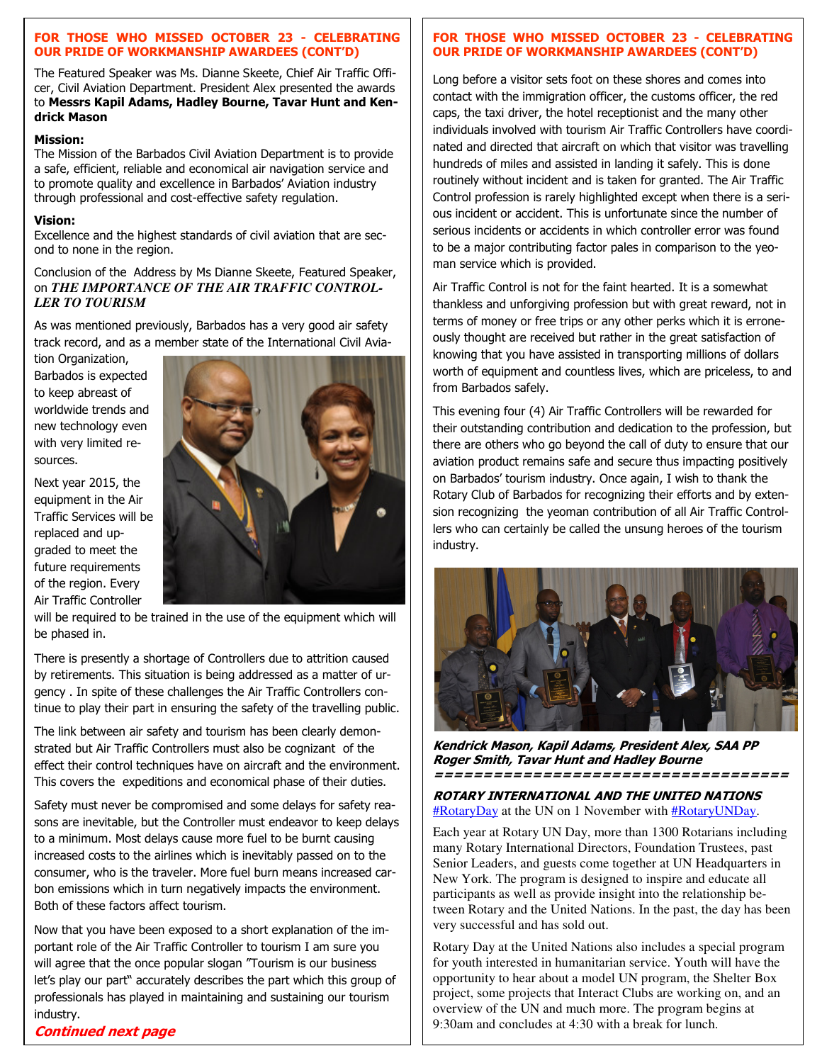## FOR THOSE WHO MISSED OCTOBER 23 - CELEBRATING OUR PRIDE OF WORKMANSHIP AWARDEES (CONT'D)

The Featured Speaker was Ms. Dianne Skeete, Chief Air Traffic Officer, Civil Aviation Department. President Alex presented the awards to **Messrs Kapil Adams, Hadley Bourne, Tavar Hunt and Kendrick Mason**

**Mission:**
The Mission of the Barbados Civil Aviation Department is to provide a safe, efficient, reliable and economical air navigation service and to promote quality and excellence in Barbados' Aviation industry through professional and cost-effective safety regulation.

**Vision:**
Excellence and the highest standards of civil aviation that are second to none in the region.

Conclusion of the Address by Ms Dianne Skeete, Featured Speaker, on ***THE IMPORTANCE OF THE AIR TRAFFIC CONTROLLER TO TOURISM***

As was mentioned previously, Barbados has a very good air safety track record, and as a member state of the International Civil Aviation Organization, Barbados is expected to keep abreast of worldwide trends and new technology even with very limited resources.

Next year 2015, the equipment in the Air Traffic Services will be replaced and upgraded to meet the future requirements of the region. Every Air Traffic Controller will be required to be trained in the use of the equipment which will be phased in.

There is presently a shortage of Controllers due to attrition caused by retirements. This situation is being addressed as a matter of urgency . In spite of these challenges the Air Traffic Controllers continue to play their part in ensuring the safety of the travelling public.

The link between air safety and tourism has been clearly demonstrated but Air Traffic Controllers must also be cognizant of the effect their control techniques have on aircraft and the environment. This covers the expeditions and economical phase of their duties.

Safety must never be compromised and some delays for safety reasons are inevitable, but the Controller must endeavor to keep delays to a minimum. Most delays cause more fuel to be burnt causing increased costs to the airlines which is inevitably passed on to the consumer, who is the traveler. More fuel burn means increased carbon emissions which in turn negatively impacts the environment. Both of these factors affect tourism.

Now that you have been exposed to a short explanation of the important role of the Air Traffic Controller to tourism I am sure you will agree that the once popular slogan "Tourism is our business let's play our part" accurately describes the part which this group of professionals has played in maintaining and sustaining our tourism industry.

***Continued next page***

## FOR THOSE WHO MISSED OCTOBER 23 - CELEBRATING OUR PRIDE OF WORKMANSHIP AWARDEES (CONT'D)

Long before a visitor sets foot on these shores and comes into contact with the immigration officer, the customs officer, the red caps, the taxi driver, the hotel receptionist and the many other individuals involved with tourism Air Traffic Controllers have coordinated and directed that aircraft on which that visitor was travelling hundreds of miles and assisted in landing it safely. This is done routinely without incident and is taken for granted. The Air Traffic Control profession is rarely highlighted except when there is a serious incident or accident. This is unfortunate since the number of serious incidents or accidents in which controller error was found to be a major contributing factor pales in comparison to the yeoman service which is provided.

Air Traffic Control is not for the faint hearted. It is a somewhat thankless and unforgiving profession but with great reward, not in terms of money or free trips or any other perks which it is erroneously thought are received but rather in the great satisfaction of knowing that you have assisted in transporting millions of dollars worth of equipment and countless lives, which are priceless, to and from Barbados safely.

This evening four (4) Air Traffic Controllers will be rewarded for their outstanding contribution and dedication to the profession, but there are others who go beyond the call of duty to ensure that our aviation product remains safe and secure thus impacting positively on Barbados' tourism industry. Once again, I wish to thank the Rotary Club of Barbados for recognizing their efforts and by extension recognizing the yeoman contribution of all Air Traffic Controllers who can certainly be called the unsung heroes of the tourism industry.

***Kendrick Mason, Kapil Adams, President Alex, SAA PP Roger Smith, Tavar Hunt and Hadley Bourne***

## ROTARY INTERNATIONAL AND THE UNITED NATIONS

#RotaryDay at the UN on 1 November with #RotaryUNDay.

Each year at Rotary UN Day, more than 1300 Rotarians including many Rotary International Directors, Foundation Trustees, past Senior Leaders, and guests come together at UN Headquarters in New York. The program is designed to inspire and educate all participants as well as provide insight into the relationship between Rotary and the United Nations. In the past, the day has been very successful and has sold out.

Rotary Day at the United Nations also includes a special program for youth interested in humanitarian service. Youth will have the opportunity to hear about a model UN program, the Shelter Box project, some projects that Interact Clubs are working on, and an overview of the UN and much more. The program begins at 9:30am and concludes at 4:30 with a break for lunch.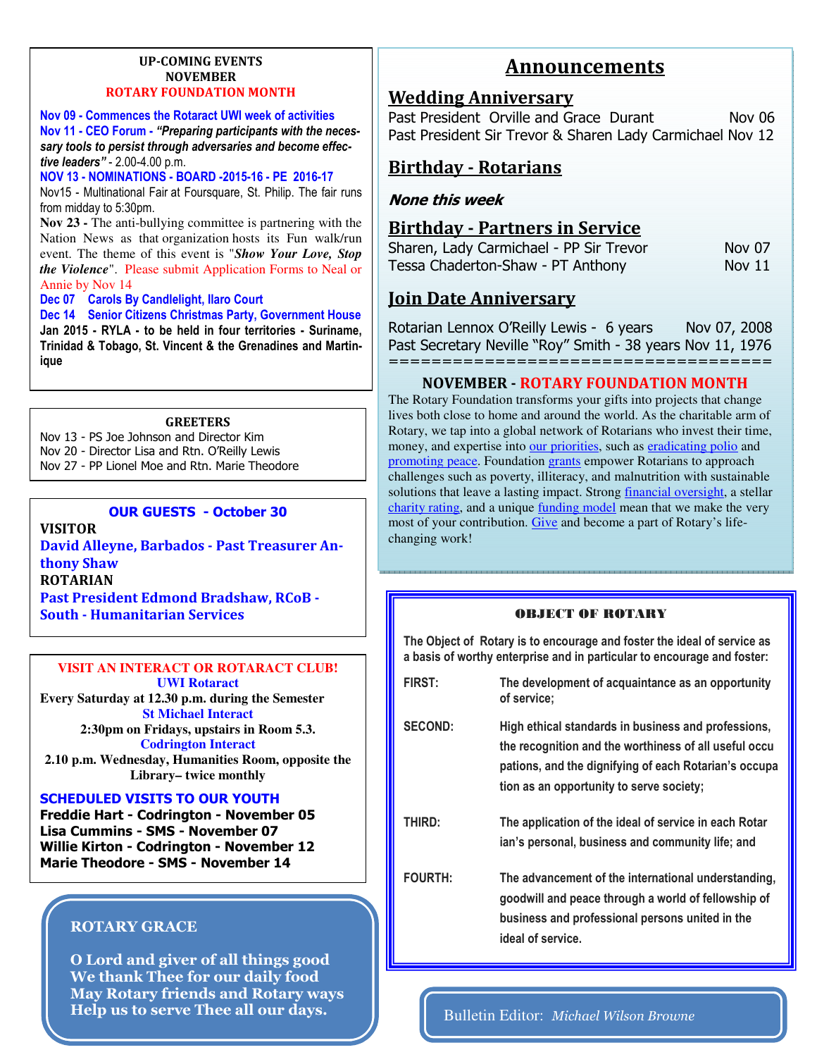**UP-COMING EVENTS**
**NOVEMBER**
**ROTARY FOUNDATION MONTH**

**Nov 09 - Commences the Rotaract UWI week of activities**
**Nov 11 - CEO Forum -** ***"Preparing participants with the necessary tools to persist through adversaries and become effective leaders"*** - 2.00-4.00 p.m.
**NOV 13 - NOMINATIONS - BOARD -2015-16 - PE 2016-17**
Nov15 - Multinational Fair at Foursquare, St. Philip. The fair runs from midday to 5:30pm.
**Nov 23 -** The anti-bullying committee is partnering with the Nation News as that organization hosts its Fun walk/run event. The theme of this event is "***Show Your Love, Stop the Violence***". Please submit Application Forms to Neal or Annie by Nov 14
**Dec 07 Carols By Candlelight, Ilaro Court**
**Dec 14 Senior Citizens Christmas Party, Government House**
**Jan 2015 - RYLA - to be held in four territories - Suriname, Trinidad & Tobago, St. Vincent & the Grenadines and Martinique**

**GREETERS**
Nov 13 - PS Joe Johnson and Director Kim
Nov 20 - Director Lisa and Rtn. O'Reilly Lewis
Nov 27 - PP Lionel Moe and Rtn. Marie Theodore

**OUR GUESTS - October 30**
**VISITOR**
**David Alleyne, Barbados - Past Treasurer Anthony Shaw**
**ROTARIAN**
**Past President Edmond Bradshaw, RCoB - South - Humanitarian Services**

**VISIT AN INTERACT OR ROTARACT CLUB!**
**UWI Rotaract**
**Every Saturday at 12.30 p.m. during the Semester**
**St Michael Interact**
**2:30pm on Fridays, upstairs in Room 5.3.**
**Codrington Interact**
**2.10 p.m. Wednesday, Humanities Room, opposite the Library– twice monthly**

**SCHEDULED VISITS TO OUR YOUTH**
**Freddie Hart - Codrington - November 05**
**Lisa Cummins - SMS - November 07**
**Willie Kirton - Codrington - November 12**
**Marie Theodore - SMS - November 14**

**ROTARY GRACE**

**O Lord and giver of all things good**
**We thank Thee for our daily food**
**May Rotary friends and Rotary ways**
**Help us to serve Thee all our days.**

# Announcements

## Wedding Anniversary

Past President Orville and Grace Durant — Nov 06
Past President Sir Trevor & Sharen Lady Carmichael Nov 12

## Birthday - Rotarians

***None this week***

## Birthday - Partners in Service

Sharen, Lady Carmichael - PP Sir Trevor — Nov 07
Tessa Chaderton-Shaw - PT Anthony — Nov 11

## Join Date Anniversary

Rotarian Lennox O'Reilly Lewis - 6 years — Nov 07, 2008
Past Secretary Neville "Roy" Smith - 38 years Nov 11, 1976

====================================

### NOVEMBER - ROTARY FOUNDATION MONTH

The Rotary Foundation transforms your gifts into projects that change lives both close to home and around the world. As the charitable arm of Rotary, we tap into a global network of Rotarians who invest their time, money, and expertise into our priorities, such as eradicating polio and promoting peace. Foundation grants empower Rotarians to approach challenges such as poverty, illiteracy, and malnutrition with sustainable solutions that leave a lasting impact. Strong financial oversight, a stellar charity rating, and a unique funding model mean that we make the very most of your contribution. Give and become a part of Rotary's life-changing work!

**OBJECT OF ROTARY**

**The Object of Rotary is to encourage and foster the ideal of service as a basis of worthy enterprise and in particular to encourage and foster:**

**FIRST:** The development of acquaintance as an opportunity of service;

**SECOND:** High ethical standards in business and professions, the recognition and the worthiness of all useful occupations, and the dignifying of each Rotarian's occupation as an opportunity to serve society;

**THIRD:** The application of the ideal of service in each Rotarian's personal, business and community life; and

**FOURTH:** The advancement of the international understanding, goodwill and peace through a world of fellowship of business and professional persons united in the ideal of service.

Bulletin Editor: *Michael Wilson Browne*